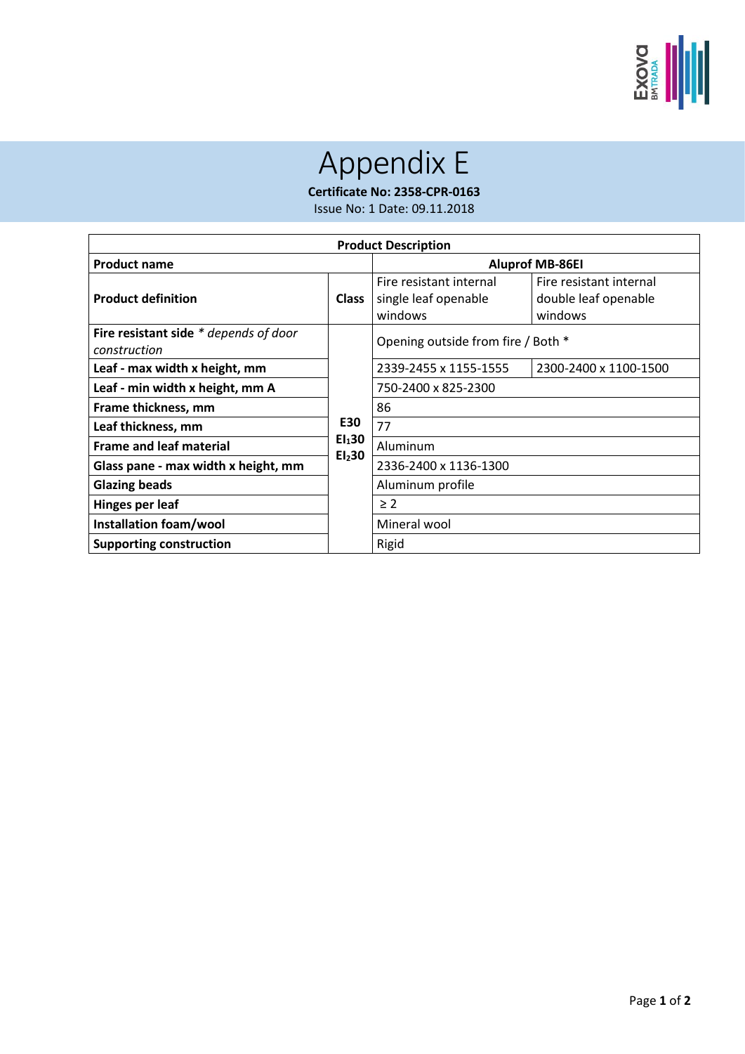# Appendix E

**Certificate No: 2358-CPR-0163**

Issue No: 1 Date: 09.11.2018

| **Product Description** | | | |
|---|---|---|---|
| **Product name** | | **Aluprof MB-86EI** | |
| **Product definition** | **Class** | Fire resistant internal single leaf openable windows | Fire resistant internal double leaf openable windows |
| **Fire resistant side** *\* depends of door construction* | **E30** **$EI_1 30$** **$EI_2 30$** | Opening outside from fire / Both * | |
| **Leaf - max width x height, mm** | | 2339-2455 x 1155-1555 | 2300-2400 x 1100-1500 |
| **Leaf - min width x height, mm A** | | 750-2400 x 825-2300 | |
| **Frame thickness, mm** | | 86 | |
| **Leaf thickness, mm** | | 77 | |
| **Frame and leaf material** | | Aluminum | |
| **Glass pane - max width x height, mm** | | 2336-2400 x 1136-1300 | |
| **Glazing beads** | | Aluminum profile | |
| **Hinges per leaf** | | ≥ 2 | |
| **Installation foam/wool** | | Mineral wool | |
| **Supporting construction** | | Rigid | |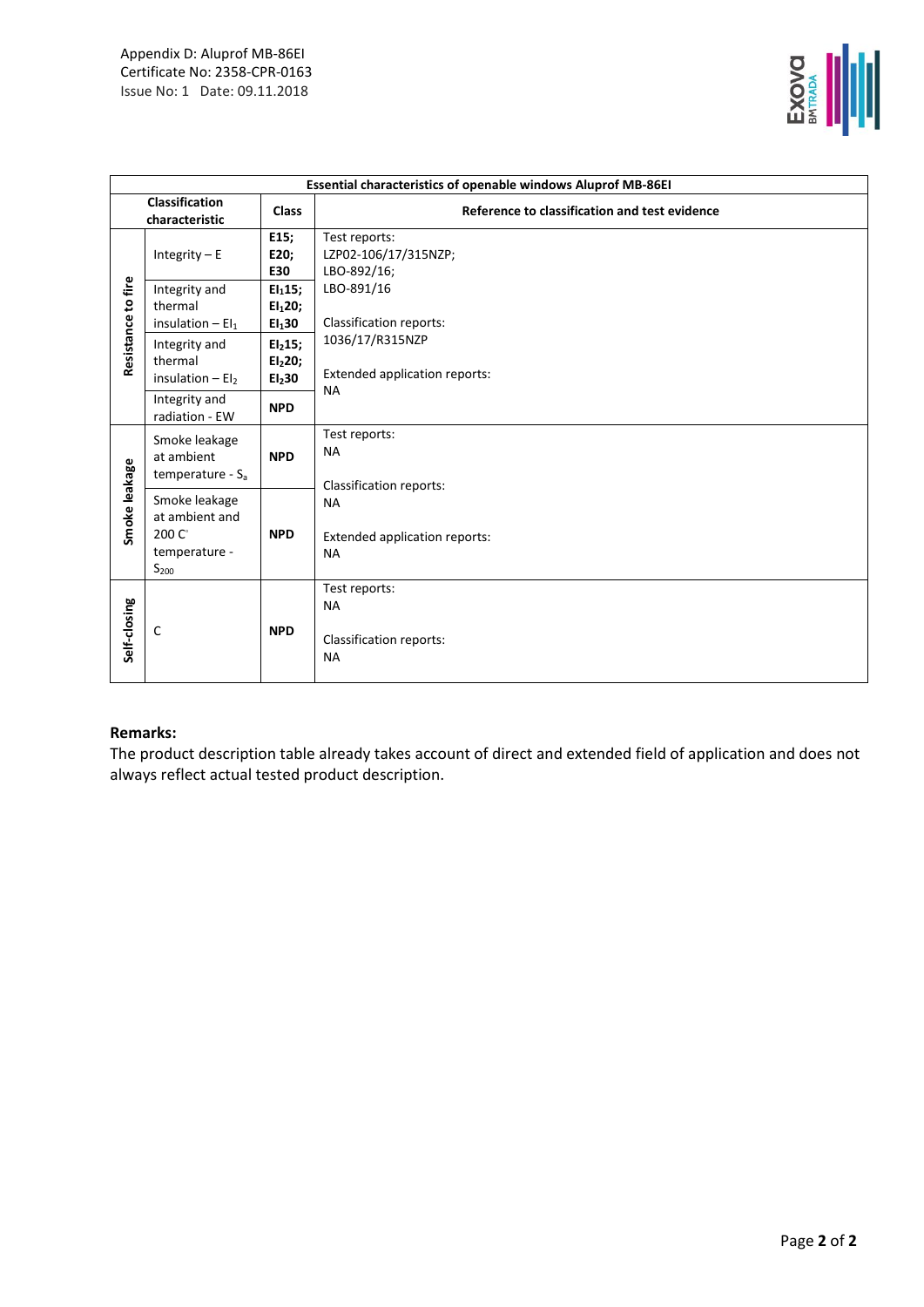Appendix D: Aluprof MB-86EI
Certificate No: 2358-CPR-0163
Issue No: 1 Date: 09.11.2018

| Essential characteristics of openable windows Aluprof MB-86EI | | | |
|---|---|---|---|
| **Classification characteristic** | | **Class** | **Reference to classification and test evidence** |
| **Resistance to fire** | Integrity – E | **E15; E20; E30** | Test reports:<br>LZP02-106/17/315NZP;<br>LBO-892/16;<br>LBO-891/16<br><br>Classification reports:<br>1036/17/R315NZP<br><br>Extended application reports:<br>NA |
| | Integrity and thermal insulation – $EI_1$ | **$EI_1$15; $EI_1$20; $EI_1$30** | |
| | Integrity and thermal insulation – $EI_2$ | **$EI_2$15; $EI_2$20; $EI_2$30** | |
| | Integrity and radiation - EW | **NPD** | |
| **Smoke leakage** | Smoke leakage at ambient temperature - $S_a$ | **NPD** | Test reports:<br>NA<br><br>Classification reports:<br>NA<br><br>Extended application reports:<br>NA |
| | Smoke leakage at ambient and 200 C° temperature - $S_{200}$ | **NPD** | |
| **Self-closing** | C | **NPD** | Test reports:<br>NA<br><br>Classification reports:<br>NA |

**Remarks:**
The product description table already takes account of direct and extended field of application and does not always reflect actual tested product description.